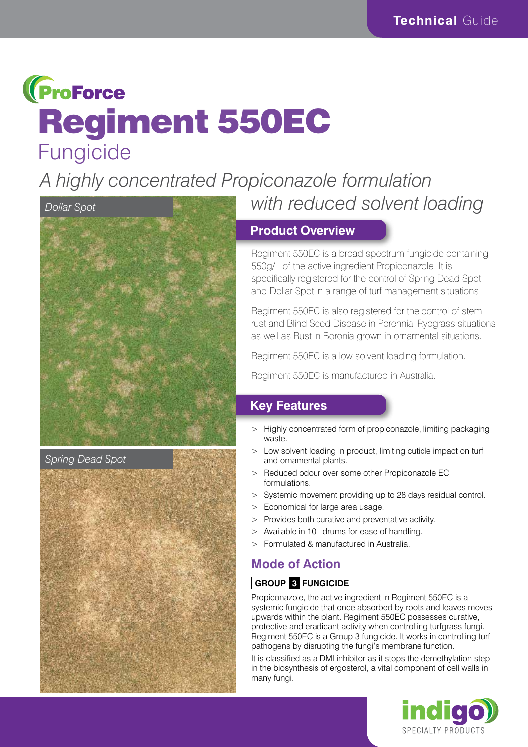Technical Guide

ProForce

# Regiment 550EC

## Fungicide

*A highly concentrated Propiconazole formulation with reduced solvent loading*

*Dollar Spot*

*Spring Dead Spot*

## Product Overview

Regiment 550EC is a broad spectrum fungicide containing 550g/L of the active ingredient Propiconazole. It is specifically registered for the control of Spring Dead Spot and Dollar Spot in a range of turf management situations.

Regiment 550EC is also registered for the control of stem rust and Blind Seed Disease in Perennial Ryegrass situations as well as Rust in Boronia grown in ornamental situations.

Regiment 550EC is a low solvent loading formulation.

Regiment 550EC is manufactured in Australia.

## Key Features

- Highly concentrated form of propiconazole, limiting packaging waste.
- Low solvent loading in product, limiting cuticle impact on turf and ornamental plants.
- Reduced odour over some other Propiconazole EC formulations.
- Systemic movement providing up to 28 days residual control.
- Economical for large area usage.
- Provides both curative and preventative activity.
- Available in 10L drums for ease of handling.
- Formulated & manufactured in Australia.

## Mode of Action

**GROUP 3 FUNGICIDE**

Propiconazole, the active ingredient in Regiment 550EC is a systemic fungicide that once absorbed by roots and leaves moves upwards within the plant. Regiment 550EC possesses curative, protective and eradicant activity when controlling turfgrass fungi. Regiment 550EC is a Group 3 fungicide. It works in controlling turf pathogens by disrupting the fungi's membrane function.

It is classified as a DMI inhibitor as it stops the demethylation step in the biosynthesis of ergosterol, a vital component of cell walls in many fungi.

indigo SPECIALTY PRODUCTS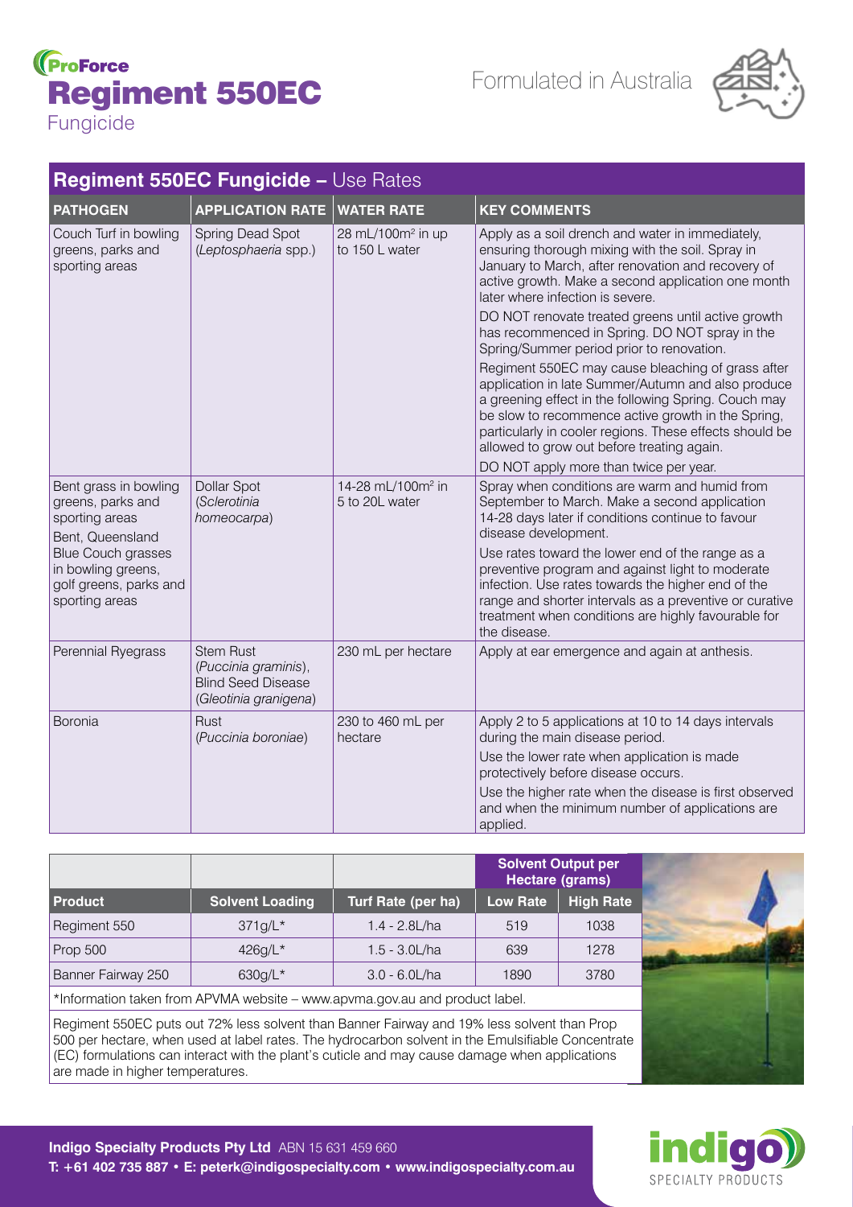# ProForce Regiment 550EC

Fungicide

Formulated in Australia

## Regiment 550EC Fungicide – Use Rates

| PATHOGEN | APPLICATION RATE | WATER RATE | KEY COMMENTS |
|---|---|---|---|
| Couch Turf in bowling greens, parks and sporting areas | Spring Dead Spot (*Leptosphaeria* spp.) | 28 mL/100m² in up to 150 L water | Apply as a soil drench and water in immediately, ensuring thorough mixing with the soil. Spray in January to March, after renovation and recovery of active growth. Make a second application one month later where infection is severe.<br>DO NOT renovate treated greens until active growth has recommenced in Spring. DO NOT spray in the Spring/Summer period prior to renovation.<br>Regiment 550EC may cause bleaching of grass after application in late Summer/Autumn and also produce a greening effect in the following Spring. Couch may be slow to recommence active growth in the Spring, particularly in cooler regions. These effects should be allowed to grow out before treating again.<br>DO NOT apply more than twice per year. |
| Bent grass in bowling greens, parks and sporting areas<br>Bent, Queensland Blue Couch grasses in bowling greens, golf greens, parks and sporting areas | Dollar Spot (*Sclerotinia homeocarpa*) | 14-28 mL/100m² in 5 to 20L water | Spray when conditions are warm and humid from September to March. Make a second application 14-28 days later if conditions continue to favour disease development.<br>Use rates toward the lower end of the range as a preventive program and against light to moderate infection. Use rates towards the higher end of the range and shorter intervals as a preventive or curative treatment when conditions are highly favourable for the disease. |
| Perennial Ryegrass | Stem Rust (*Puccinia graminis*), Blind Seed Disease (*Gleotinia granigena*) | 230 mL per hectare | Apply at ear emergence and again at anthesis. |
| Boronia | Rust (*Puccinia boroniae*) | 230 to 460 mL per hectare | Apply 2 to 5 applications at 10 to 14 days intervals during the main disease period.<br>Use the lower rate when application is made protectively before disease occurs.<br>Use the higher rate when the disease is first observed and when the minimum number of applications are applied. |

| | | | Solvent Output per Hectare (grams) | |
|---|---|---|---|---|
| **Product** | **Solvent Loading** | **Turf Rate (per ha)** | **Low Rate** | **High Rate** |
| Regiment 550 | 371g/L* | 1.4 - 2.8L/ha | 519 | 1038 |
| Prop 500 | 426g/L* | 1.5 - 3.0L/ha | 639 | 1278 |
| Banner Fairway 250 | 630g/L* | 3.0 - 6.0L/ha | 1890 | 3780 |

*Information taken from APVMA website – www.apvma.gov.au and product label.

Regiment 550EC puts out 72% less solvent than Banner Fairway and 19% less solvent than Prop 500 per hectare, when used at label rates. The hydrocarbon solvent in the Emulsifiable Concentrate (EC) formulations can interact with the plant's cuticle and may cause damage when applications are made in higher temperatures.

**Indigo Specialty Products Pty Ltd** ABN 15 631 459 660
**T: +61 402 735 887 • E: peterk@indigospecialty.com • www.indigospecialty.com.au**

indigo SPECIALTY PRODUCTS